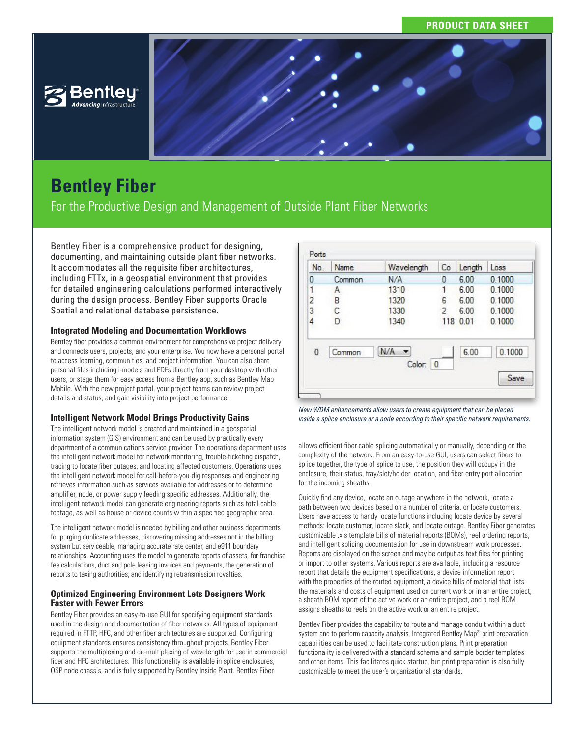PRODUCT DATA SHEET

# Bentley Fiber

For the Productive Design and Management of Outside Plant Fiber Networks

Bentley Fiber is a comprehensive product for designing, documenting, and maintaining outside plant fiber networks. It accommodates all the requisite fiber architectures, including FTTx, in a geospatial environment that provides for detailed engineering calculations performed interactively during the design process. Bentley Fiber supports Oracle Spatial and relational database persistence.

### Integrated Modeling and Documentation Workflows

Bentley fiber provides a common environment for comprehensive project delivery and connects users, projects, and your enterprise. You now have a personal portal to access learning, communities, and project information. You can also share personal files including i-models and PDFs directly from your desktop with other users, or stage them for easy access from a Bentley app, such as Bentley Map Mobile. With the new project portal, your project teams can review project details and status, and gain visibility into project performance.

### Intelligent Network Model Brings Productivity Gains

The intelligent network model is created and maintained in a geospatial information system (GIS) environment and can be used by practically every department of a communications service provider. The operations department uses the intelligent network model for network monitoring, trouble-ticketing dispatch, tracing to locate fiber outages, and locating affected customers. Operations uses the intelligent network model for call-before-you-dig responses and engineering retrieves information such as services available for addresses or to determine amplifier, node, or power supply feeding specific addresses. Additionally, the intelligent network model can generate engineering reports such as total cable footage, as well as house or device counts within a specified geographic area.

The intelligent network model is needed by billing and other business departments for purging duplicate addresses, discovering missing addresses not in the billing system but serviceable, managing accurate rate center, and e911 boundary relationships. Accounting uses the model to generate reports of assets, for franchise fee calculations, duct and pole leasing invoices and payments, the generation of reports to taxing authorities, and identifying retransmission royalties.

### Optimized Engineering Environment Lets Designers Work Faster with Fewer Errors

Bentley Fiber provides an easy-to-use GUI for specifying equipment standards used in the design and documentation of fiber networks. All types of equipment required in FTTP, HFC, and other fiber architectures are supported. Configuring equipment standards ensures consistency throughout projects. Bentley Fiber supports the multiplexing and de-multiplexing of wavelength for use in commercial fiber and HFC architectures. This functionality is available in splice enclosures, OSP node chassis, and is fully supported by Bentley Inside Plant. Bentley Fiber allows efficient fiber cable splicing automatically or manually, depending on the complexity of the network. From an easy-to-use GUI, users can select fibers to splice together, the type of splice to use, the position they will occupy in the enclosure, their status, tray/slot/holder location, and fiber entry port allocation for the incoming sheaths.

Ports

| No. | Name | Wavelength | Co | Length | Loss |
|---|---|---|---|---|---|
| 0 | Common | N/A | 0 | 6.00 | 0.1000 |
| 1 | A | 1310 | 1 | 6.00 | 0.1000 |
| 2 | B | 1320 | 6 | 6.00 | 0.1000 |
| 3 | C | 1330 | 2 | 6.00 | 0.1000 |
| 4 | D | 1340 | 118 | 0.01 | 0.1000 |

0 Common N/A 6.00 0.1000 Color: 0 Save

*New WDM enhancements allow users to create equipment that can be placed inside a splice enclosure or a node according to their specific network requirements.*

Quickly find any device, locate an outage anywhere in the network, locate a path between two devices based on a number of criteria, or locate customers. Users have access to handy locate functions including locate device by several methods: locate customer, locate slack, and locate outage. Bentley Fiber generates customizable .xls template bills of material reports (BOMs), reel ordering reports, and intelligent splicing documentation for use in downstream work processes. Reports are displayed on the screen and may be output as text files for printing or import to other systems. Various reports are available, including a resource report that details the equipment specifications, a device information report with the properties of the routed equipment, a device bills of material that lists the materials and costs of equipment used on current work or in an entire project, a sheath BOM report of the active work or an entire project, and a reel BOM assigns sheaths to reels on the active work or an entire project.

Bentley Fiber provides the capability to route and manage conduit within a duct system and to perform capacity analysis. Integrated Bentley Map® print preparation capabilities can be used to facilitate construction plans. Print preparation functionality is delivered with a standard schema and sample border templates and other items. This facilitates quick startup, but print preparation is also fully customizable to meet the user's organizational standards.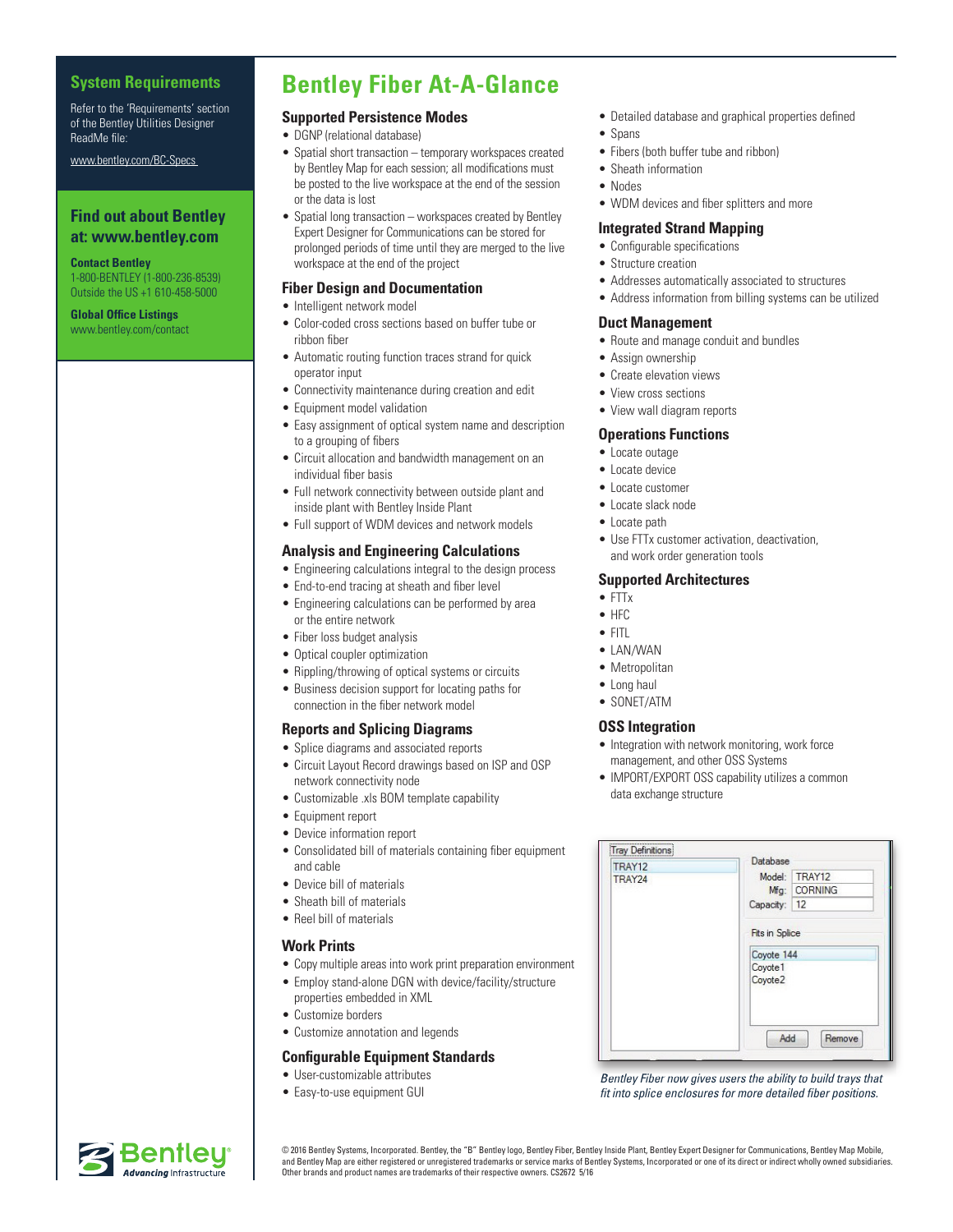## System Requirements

Refer to the 'Requirements' section of the Bentley Utilities Designer ReadMe file:

www.bentley.com/BC-Specs

## Find out about Bentley at: www.bentley.com

**Contact Bentley**
1-800-BENTLEY (1-800-236-8539)
Outside the US +1 610-458-5000

**Global Office Listings**
www.bentley.com/contact

# Bentley Fiber At-A-Glance

### Supported Persistence Modes

- DGNP (relational database)
- Spatial short transaction – temporary workspaces created by Bentley Map for each session; all modifications must be posted to the live workspace at the end of the session or the data is lost
- Spatial long transaction – workspaces created by Bentley Expert Designer for Communications can be stored for prolonged periods of time until they are merged to the live workspace at the end of the project

### Fiber Design and Documentation

- Intelligent network model
- Color-coded cross sections based on buffer tube or ribbon fiber
- Automatic routing function traces strand for quick operator input
- Connectivity maintenance during creation and edit
- Equipment model validation
- Easy assignment of optical system name and description to a grouping of fibers
- Circuit allocation and bandwidth management on an individual fiber basis
- Full network connectivity between outside plant and inside plant with Bentley Inside Plant
- Full support of WDM devices and network models

### Analysis and Engineering Calculations

- Engineering calculations integral to the design process
- End-to-end tracing at sheath and fiber level
- Engineering calculations can be performed by area or the entire network
- Fiber loss budget analysis
- Optical coupler optimization
- Rippling/throwing of optical systems or circuits
- Business decision support for locating paths for connection in the fiber network model

### Reports and Splicing Diagrams

- Splice diagrams and associated reports
- Circuit Layout Record drawings based on ISP and OSP network connectivity node
- Customizable .xls BOM template capability
- Equipment report
- Device information report
- Consolidated bill of materials containing fiber equipment and cable
- Device bill of materials
- Sheath bill of materials
- Reel bill of materials

### Work Prints

- Copy multiple areas into work print preparation environment
- Employ stand-alone DGN with device/facility/structure properties embedded in XML
- Customize borders
- Customize annotation and legends

### Configurable Equipment Standards

- User-customizable attributes
- Easy-to-use equipment GUI
- Detailed database and graphical properties defined
- Spans
- Fibers (both buffer tube and ribbon)
- Sheath information
- Nodes
- WDM devices and fiber splitters and more

### Integrated Strand Mapping

- Configurable specifications
- Structure creation
- Addresses automatically associated to structures
- Address information from billing systems can be utilized

### Duct Management

- Route and manage conduit and bundles
- Assign ownership
- Create elevation views
- View cross sections
- View wall diagram reports

### Operations Functions

- Locate outage
- Locate device
- Locate customer
- Locate slack node
- Locate path
- Use FTTx customer activation, deactivation, and work order generation tools

### Supported Architectures

- FTTx
- HFC
- FITL
- LAN/WAN
- Metropolitan
- Long haul
- SONET/ATM

### OSS Integration

- Integration with network monitoring, work force management, and other OSS Systems
- IMPORT/EXPORT OSS capability utilizes a common data exchange structure

Tray Definitions
TRAY12
TRAY24
Database
Model: TRAY12
Mfg: CORNING
Capacity: 12
Fits in Splice
Coyote 144
Coyote1
Coyote2
Add
Remove

*Bentley Fiber now gives users the ability to build trays that fit into splice enclosures for more detailed fiber positions.*

© 2016 Bentley Systems, Incorporated. Bentley, the "B" Bentley logo, Bentley Fiber, Bentley Inside Plant, Bentley Expert Designer for Communications, Bentley Map Mobile, and Bentley Map are either registered or unregistered trademarks or service marks of Bentley Systems, Incorporated or one of its direct or indirect wholly owned subsidiaries. Other brands and product names are trademarks of their respective owners. CS2672 5/16